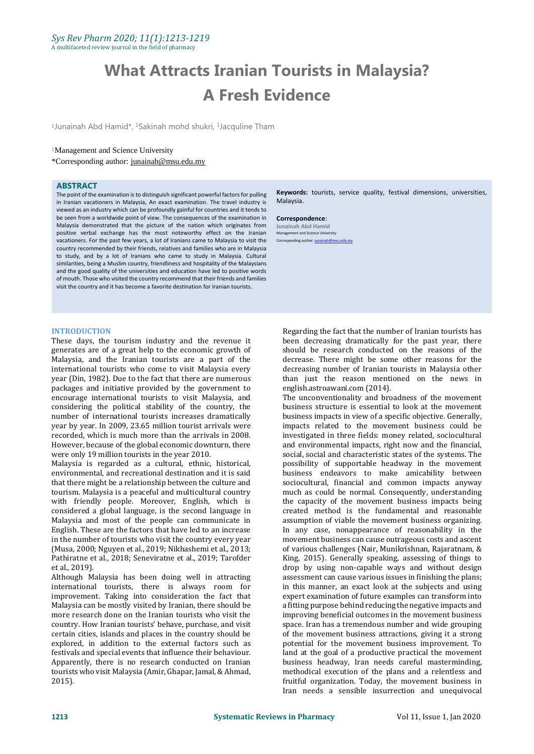# What Attracts Iranian Tourists in Malaysia? A Fresh Evidence

[1]Junainah Abd Hamid*, [1]Sakinah mohd shukri, [1]Jacquline Tham

[1]Management and Science University

*Corresponding author: junainah@msu.edu.my

## ABSTRACT

The point of the examination is to distinguish significant powerful factors for pulling in Iranian vacationers in Malaysia, An exact examination. The travel industry is viewed as an industry which can be profoundly gainful for countries and it tends to be seen from a worldwide point of view. The consequences of the examination in Malaysia demonstrated that the picture of the nation which originates from positive verbal exchange has the most noteworthy effect on the Iranian vacationers. For the past few years, a lot of Iranians came to Malaysia to visit the country recommended by their friends, relatives and families who are in Malaysia to study, and by a lot of Iranians who came to study in Malaysia. Cultural similarities, being a Muslim country, friendliness and hospitality of the Malaysians and the good quality of the universities and education have led to positive words of mouth. Those who visited the country recommend that their friends and families visit the country and it has become a favorite destination for Iranian tourists.

**Keywords:** tourists, service quality, festival dimensions, universities, Malaysia.

**Correspondence**:
Junainah Abd Hamid
Management and Science University
Corresponding author: junainah@msu.edu.my

## INTRODUCTION

These days, the tourism industry and the revenue it generates are of a great help to the economic growth of Malaysia, and the Iranian tourists are a part of the international tourists who come to visit Malaysia every year (Din, 1982). Due to the fact that there are numerous packages and initiative provided by the government to encourage international tourists to visit Malaysia, and considering the political stability of the country, the number of international tourists increases dramatically year by year. In 2009, 23.65 million tourist arrivals were recorded, which is much more than the arrivals in 2008. However, because of the global economic downturn, there were only 19 million tourists in the year 2010.

Malaysia is regarded as a cultural, ethnic, historical, environmental, and recreational destination and it is said that there might be a relationship between the culture and tourism. Malaysia is a peaceful and multicultural country with friendly people. Moreover, English, which is considered a global language, is the second language in Malaysia and most of the people can communicate in English. These are the factors that have led to an increase in the number of tourists who visit the country every year (Musa, 2000; Nguyen et al., 2019; Nikhashemi et al., 2013; Pathiratne et al., 2018; Seneviratne et al., 2019; Tarofder et al., 2019).

Although Malaysia has been doing well in attracting international tourists, there is always room for improvement. Taking into consideration the fact that Malaysia can be mostly visited by Iranian, there should be more research done on the Iranian tourists who visit the country. How Iranian tourists' behave, purchase, and visit certain cities, islands and places in the country should be explored, in addition to the external factors such as festivals and special events that influence their behaviour. Apparently, there is no research conducted on Iranian tourists who visit Malaysia (Amir, Ghapar, Jamal, & Ahmad, 2015).

Regarding the fact that the number of Iranian tourists has been decreasing dramatically for the past year, there should be research conducted on the reasons of the decrease. There might be some other reasons for the decreasing number of Iranian tourists in Malaysia other than just the reason mentioned on the news in english.astroawani.com (2014).

The unconventionality and broadness of the movement business structure is essential to look at the movement business impacts in view of a specific objective. Generally, impacts related to the movement business could be investigated in three fields: money related, sociocultural and environmental impacts, right now and the financial, social, social and characteristic states of the systems. The possibility of supportable headway in the movement business endeavors to make amicability between sociocultural, financial and common impacts anyway much as could be normal. Consequently, understanding the capacity of the movement business impacts being created method is the fundamental and reasonable assumption of viable the movement business organizing. In any case, nonappearance of reasonability in the movement business can cause outrageous costs and ascent of various challenges (Nair, Munikrishnan, Rajaratnam, & King, 2015). Generally speaking, assessing of things to drop by using non-capable ways and without design assessment can cause various issues in finishing the plans; in this manner, an exact look at the subjects and using expert examination of future examples can transform into a fitting purpose behind reducing the negative impacts and improving beneficial outcomes in the movement business space. Iran has a tremendous number and wide grouping of the movement business attractions, giving it a strong potential for the movement business improvement. To land at the goal of a productive practical the movement business headway, Iran needs careful masterminding, methodical execution of the plans and a relentless and fruitful organization. Today, the movement business in Iran needs a sensible insurrection and unequivocal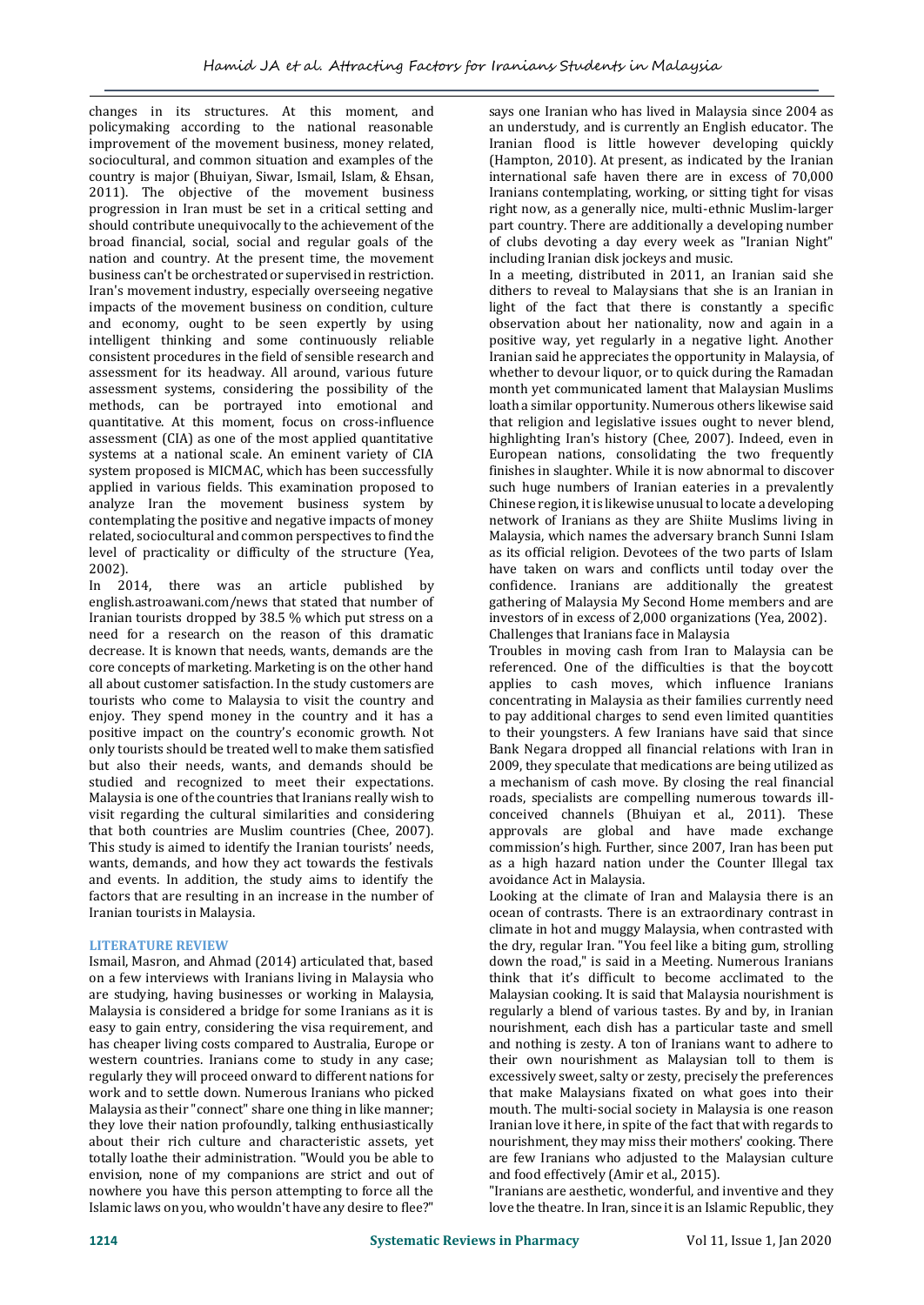changes in its structures. At this moment, and policymaking according to the national reasonable improvement of the movement business, money related, sociocultural, and common situation and examples of the country is major (Bhuiyan, Siwar, Ismail, Islam, & Ehsan, 2011). The objective of the movement business progression in Iran must be set in a critical setting and should contribute unequivocally to the achievement of the broad financial, social, social and regular goals of the nation and country. At the present time, the movement business can't be orchestrated or supervised in restriction. Iran's movement industry, especially overseeing negative impacts of the movement business on condition, culture and economy, ought to be seen expertly by using intelligent thinking and some continuously reliable consistent procedures in the field of sensible research and assessment for its headway. All around, various future assessment systems, considering the possibility of the methods, can be portrayed into emotional and quantitative. At this moment, focus on cross-influence assessment (CIA) as one of the most applied quantitative systems at a national scale. An eminent variety of CIA system proposed is MICMAC, which has been successfully applied in various fields. This examination proposed to analyze Iran the movement business system by contemplating the positive and negative impacts of money related, sociocultural and common perspectives to find the level of practicality or difficulty of the structure (Yea, 2002).

In 2014, there was an article published by english.astroawani.com/news that stated that number of Iranian tourists dropped by 38.5 % which put stress on a need for a research on the reason of this dramatic decrease. It is known that needs, wants, demands are the core concepts of marketing. Marketing is on the other hand all about customer satisfaction. In the study customers are tourists who come to Malaysia to visit the country and enjoy. They spend money in the country and it has a positive impact on the country's economic growth. Not only tourists should be treated well to make them satisfied but also their needs, wants, and demands should be studied and recognized to meet their expectations. Malaysia is one of the countries that Iranians really wish to visit regarding the cultural similarities and considering that both countries are Muslim countries (Chee, 2007). This study is aimed to identify the Iranian tourists' needs, wants, demands, and how they act towards the festivals and events. In addition, the study aims to identify the factors that are resulting in an increase in the number of Iranian tourists in Malaysia.

## LITERATURE REVIEW

Ismail, Masron, and Ahmad (2014) articulated that, based on a few interviews with Iranians living in Malaysia who are studying, having businesses or working in Malaysia, Malaysia is considered a bridge for some Iranians as it is easy to gain entry, considering the visa requirement, and has cheaper living costs compared to Australia, Europe or western countries. Iranians come to study in any case; regularly they will proceed onward to different nations for work and to settle down. Numerous Iranians who picked Malaysia as their "connect" share one thing in like manner; they love their nation profoundly, talking enthusiastically about their rich culture and characteristic assets, yet totally loathe their administration. "Would you be able to envision, none of my companions are strict and out of nowhere you have this person attempting to force all the Islamic laws on you, who wouldn't have any desire to flee?" says one Iranian who has lived in Malaysia since 2004 as an understudy, and is currently an English educator. The Iranian flood is little however developing quickly (Hampton, 2010). At present, as indicated by the Iranian international safe haven there are in excess of 70,000 Iranians contemplating, working, or sitting tight for visas right now, as a generally nice, multi-ethnic Muslim-larger part country. There are additionally a developing number of clubs devoting a day every week as "Iranian Night" including Iranian disk jockeys and music.

In a meeting, distributed in 2011, an Iranian said she dithers to reveal to Malaysians that she is an Iranian in light of the fact that there is constantly a specific observation about her nationality, now and again in a positive way, yet regularly in a negative light. Another Iranian said he appreciates the opportunity in Malaysia, of whether to devour liquor, or to quick during the Ramadan month yet communicated lament that Malaysian Muslims loath a similar opportunity. Numerous others likewise said that religion and legislative issues ought to never blend, highlighting Iran's history (Chee, 2007). Indeed, even in European nations, consolidating the two frequently finishes in slaughter. While it is now abnormal to discover such huge numbers of Iranian eateries in a prevalently Chinese region, it is likewise unusual to locate a developing network of Iranians as they are Shiite Muslims living in Malaysia, which names the adversary branch Sunni Islam as its official religion. Devotees of the two parts of Islam have taken on wars and conflicts until today over the confidence. Iranians are additionally the greatest gathering of Malaysia My Second Home members and are investors of in excess of 2,000 organizations (Yea, 2002).

### Challenges that Iranians face in Malaysia

Troubles in moving cash from Iran to Malaysia can be referenced. One of the difficulties is that the boycott applies to cash moves, which influence Iranians concentrating in Malaysia as their families currently need to pay additional charges to send even limited quantities to their youngsters. A few Iranians have said that since Bank Negara dropped all financial relations with Iran in 2009, they speculate that medications are being utilized as a mechanism of cash move. By closing the real financial roads, specialists are compelling numerous towards ill-conceived channels (Bhuiyan et al., 2011). These approvals are global and have made exchange commission's high. Further, since 2007, Iran has been put as a high hazard nation under the Counter Illegal tax avoidance Act in Malaysia.

Looking at the climate of Iran and Malaysia there is an ocean of contrasts. There is an extraordinary contrast in climate in hot and muggy Malaysia, when contrasted with the dry, regular Iran. "You feel like a biting gum, strolling down the road," is said in a Meeting. Numerous Iranians think that it's difficult to become acclimated to the Malaysian cooking. It is said that Malaysia nourishment is regularly a blend of various tastes. By and by, in Iranian nourishment, each dish has a particular taste and smell and nothing is zesty. A ton of Iranians want to adhere to their own nourishment as Malaysian toll to them is excessively sweet, salty or zesty, precisely the preferences that make Malaysians fixated on what goes into their mouth. The multi-social society in Malaysia is one reason Iranian love it here, in spite of the fact that with regards to nourishment, they may miss their mothers' cooking. There are few Iranians who adjusted to the Malaysian culture and food effectively (Amir et al., 2015).

"Iranians are aesthetic, wonderful, and inventive and they love the theatre. In Iran, since it is an Islamic Republic, they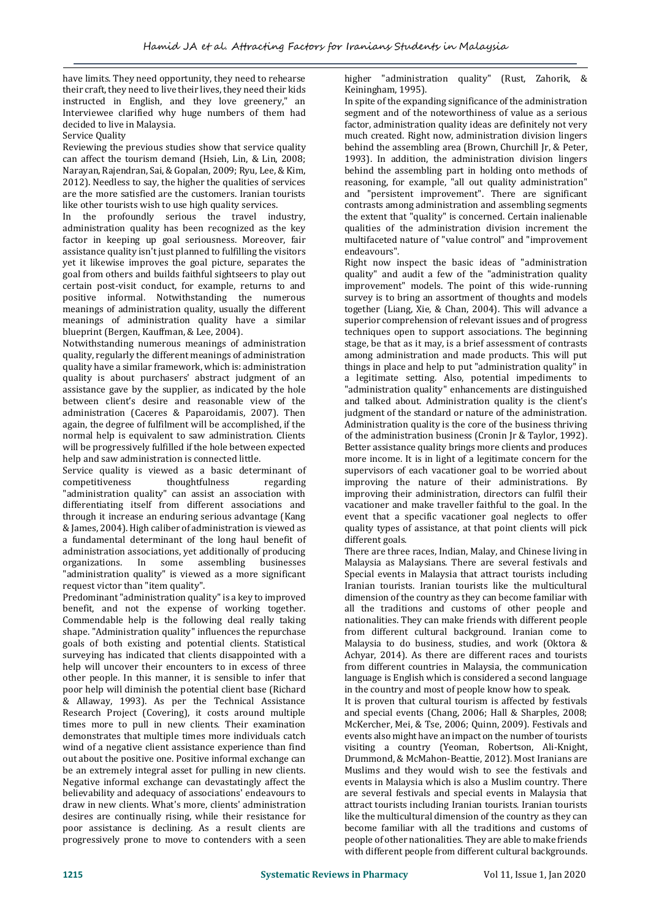have limits. They need opportunity, they need to rehearse their craft, they need to live their lives, they need their kids instructed in English, and they love greenery," an Interviewee clarified why huge numbers of them had decided to live in Malaysia.

## Service Quality

Reviewing the previous studies show that service quality can affect the tourism demand (Hsieh, Lin, & Lin, 2008; Narayan, Rajendran, Sai, & Gopalan, 2009; Ryu, Lee, & Kim, 2012). Needless to say, the higher the qualities of services are the more satisfied are the customers. Iranian tourists like other tourists wish to use high quality services.

In the profoundly serious the travel industry, administration quality has been recognized as the key factor in keeping up goal seriousness. Moreover, fair assistance quality isn't just planned to fulfilling the visitors yet it likewise improves the goal picture, separates the goal from others and builds faithful sightseers to play out certain post-visit conduct, for example, returns to and positive informal. Notwithstanding the numerous meanings of administration quality, usually the different meanings of administration quality have a similar blueprint (Bergen, Kauffman, & Lee, 2004).

Notwithstanding numerous meanings of administration quality, regularly the different meanings of administration quality have a similar framework, which is: administration quality is about purchasers' abstract judgment of an assistance gave by the supplier, as indicated by the hole between client's desire and reasonable view of the administration (Caceres & Paparoidamis, 2007). Then again, the degree of fulfilment will be accomplished, if the normal help is equivalent to saw administration. Clients will be progressively fulfilled if the hole between expected help and saw administration is connected little.

Service quality is viewed as a basic determinant of competitiveness thoughtfulness regarding "administration quality" can assist an association with differentiating itself from different associations and through it increase an enduring serious advantage (Kang & James, 2004). High caliber of administration is viewed as a fundamental determinant of the long haul benefit of administration associations, yet additionally of producing organizations. In some assembling businesses "administration quality" is viewed as a more significant request victor than "item quality".

Predominant "administration quality" is a key to improved benefit, and not the expense of working together. Commendable help is the following deal really taking shape. "Administration quality" influences the repurchase goals of both existing and potential clients. Statistical surveying has indicated that clients disappointed with a help will uncover their encounters to in excess of three other people. In this manner, it is sensible to infer that poor help will diminish the potential client base (Richard & Allaway, 1993). As per the Technical Assistance Research Project (Covering), it costs around multiple times more to pull in new clients. Their examination demonstrates that multiple times more individuals catch wind of a negative client assistance experience than find out about the positive one. Positive informal exchange can be an extremely integral asset for pulling in new clients. Negative informal exchange can devastatingly affect the believability and adequacy of associations' endeavours to draw in new clients. What's more, clients' administration desires are continually rising, while their resistance for poor assistance is declining. As a result clients are progressively prone to move to contenders with a seen higher "administration quality" (Rust, Zahorik, & Keiningham, 1995).

In spite of the expanding significance of the administration segment and of the noteworthiness of value as a serious factor, administration quality ideas are definitely not very much created. Right now, administration division lingers behind the assembling area (Brown, Churchill Jr, & Peter, 1993). In addition, the administration division lingers behind the assembling part in holding onto methods of reasoning, for example, "all out quality administration" and "persistent improvement". There are significant contrasts among administration and assembling segments the extent that "quality" is concerned. Certain inalienable qualities of the administration division increment the multifaceted nature of "value control" and "improvement endeavours".

Right now inspect the basic ideas of "administration quality" and audit a few of the "administration quality improvement" models. The point of this wide-running survey is to bring an assortment of thoughts and models together (Liang, Xie, & Chan, 2004). This will advance a superior comprehension of relevant issues and of progress techniques open to support associations. The beginning stage, be that as it may, is a brief assessment of contrasts among administration and made products. This will put things in place and help to put "administration quality" in a legitimate setting. Also, potential impediments to "administration quality" enhancements are distinguished and talked about. Administration quality is the client's judgment of the standard or nature of the administration. Administration quality is the core of the business thriving of the administration business (Cronin Jr & Taylor, 1992). Better assistance quality brings more clients and produces more income. It is in light of a legitimate concern for the supervisors of each vacationer goal to be worried about improving the nature of their administrations. By improving their administration, directors can fulfil their vacationer and make traveller faithful to the goal. In the event that a specific vacationer goal neglects to offer quality types of assistance, at that point clients will pick different goals.

There are three races, Indian, Malay, and Chinese living in Malaysia as Malaysians. There are several festivals and Special events in Malaysia that attract tourists including Iranian tourists. Iranian tourists like the multicultural dimension of the country as they can become familiar with all the traditions and customs of other people and nationalities. They can make friends with different people from different cultural background. Iranian come to Malaysia to do business, studies, and work (Oktora & Achyar, 2014). As there are different races and tourists from different countries in Malaysia, the communication language is English which is considered a second language in the country and most of people know how to speak.

It is proven that cultural tourism is affected by festivals and special events (Chang, 2006; Hall & Sharples, 2008; McKercher, Mei, & Tse, 2006; Quinn, 2009). Festivals and events also might have an impact on the number of tourists visiting a country (Yeoman, Robertson, Ali-Knight, Drummond, & McMahon-Beattie, 2012). Most Iranians are Muslims and they would wish to see the festivals and events in Malaysia which is also a Muslim country. There are several festivals and special events in Malaysia that attract tourists including Iranian tourists. Iranian tourists like the multicultural dimension of the country as they can become familiar with all the traditions and customs of people of other nationalities. They are able to make friends with different people from different cultural backgrounds.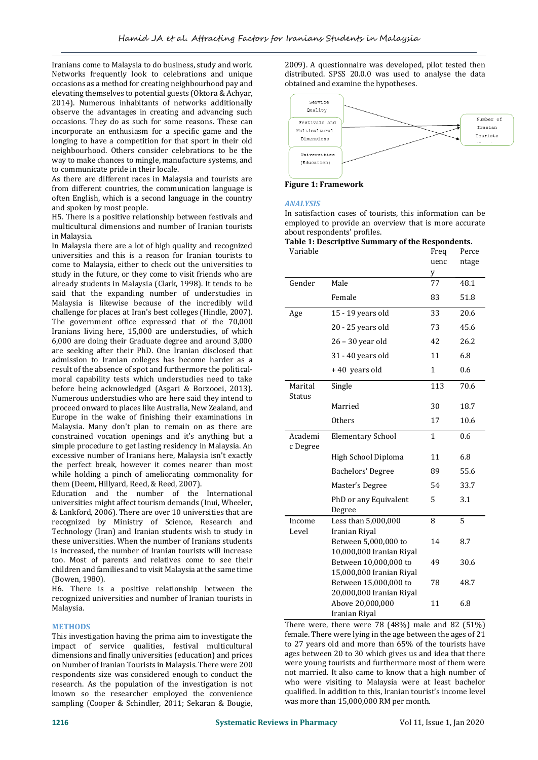Iranians come to Malaysia to do business, study and work. Networks frequently look to celebrations and unique occasions as a method for creating neighbourhood pay and elevating themselves to potential guests (Oktora & Achyar, 2014). Numerous inhabitants of networks additionally observe the advantages in creating and advancing such occasions. They do as such for some reasons. These can incorporate an enthusiasm for a specific game and the longing to have a competition for that sport in their old neighbourhood. Others consider celebrations to be the way to make chances to mingle, manufacture systems, and to communicate pride in their locale.

As there are different races in Malaysia and tourists are from different countries, the communication language is often English, which is a second language in the country and spoken by most people.

H5. There is a positive relationship between festivals and multicultural dimensions and number of Iranian tourists in Malaysia.

In Malaysia there are a lot of high quality and recognized universities and this is a reason for Iranian tourists to come to Malaysia, either to check out the universities to study in the future, or they come to visit friends who are already students in Malaysia (Clark, 1998). It tends to be said that the expanding number of understudies in Malaysia is likewise because of the incredibly wild challenge for places at Iran's best colleges (Hindle, 2007). The government office expressed that of the 70,000 Iranians living here, 15,000 are understudies, of which 6,000 are doing their Graduate degree and around 3,000 are seeking after their PhD. One Iranian disclosed that admission to Iranian colleges has become harder as a result of the absence of spot and furthermore the political-moral capability tests which understudies need to take before being acknowledged (Asgari & Borzooei, 2013). Numerous understudies who are here said they intend to proceed onward to places like Australia, New Zealand, and Europe in the wake of finishing their examinations in Malaysia. Many don't plan to remain on as there are constrained vocation openings and it's anything but a simple procedure to get lasting residency in Malaysia. An excessive number of Iranians here, Malaysia isn't exactly the perfect break, however it comes nearer than most while holding a pinch of ameliorating commonality for them (Deem, Hillyard, Reed, & Reed, 2007).

Education and the number of the International universities might affect tourism demands (Inui, Wheeler, & Lankford, 2006). There are over 10 universities that are recognized by Ministry of Science, Research and Technology (Iran) and Iranian students wish to study in these universities. When the number of Iranians students is increased, the number of Iranian tourists will increase too. Most of parents and relatives come to see their children and families and to visit Malaysia at the same time (Bowen, 1980).

H6. There is a positive relationship between the recognized universities and number of Iranian tourists in Malaysia.

## METHODS

This investigation having the prima aim to investigate the impact of service qualities, festival multicultural dimensions and finally universities (education) and prices on Number of Iranian Tourists in Malaysia. There were 200 respondents size was considered enough to conduct the research. As the population of the investigation is not known so the researcher employed the convenience sampling (Cooper & Schindler, 2011; Sekaran & Bougie, 2009). A questionnaire was developed, pilot tested then distributed. SPSS 20.0.0 was used to analyse the data obtained and examine the hypotheses.

Service Quality → Number of Iranian Tourists
Festivals and Multicultural Dimensions → Number of Iranian Tourists
Universities (Education) → Number of Iranian Tourists

**Figure 1: Framework**

## ANALYSIS

In satisfaction cases of tourists, this information can be employed to provide an overview that is more accurate about respondents' profiles.

**Table 1: Descriptive Summary of the Respondents.**

| Variable | | Frequency | Percentage |
|---|---|---|---|
| Gender | Male | 77 | 48.1 |
| | Female | 83 | 51.8 |
| Age | 15 - 19 years old | 33 | 20.6 |
| | 20 - 25 years old | 73 | 45.6 |
| | 26 – 30 year old | 42 | 26.2 |
| | 31 - 40 years old | 11 | 6.8 |
| | + 40 years old | 1 | 0.6 |
| Marital Status | Single | 113 | 70.6 |
| | Married | 30 | 18.7 |
| | Others | 17 | 10.6 |
| Academic Degree | Elementary School | 1 | 0.6 |
| | High School Diploma | 11 | 6.8 |
| | Bachelors' Degree | 89 | 55.6 |
| | Master's Degree | 54 | 33.7 |
| | PhD or any Equivalent Degree | 5 | 3.1 |
| Income Level | Less than 5,000,000 Iranian Riyal | 8 | 5 |
| | Between 5,000,000 to 10,000,000 Iranian Riyal | 14 | 8.7 |
| | Between 10,000,000 to 15,000,000 Iranian Riyal | 49 | 30.6 |
| | Between 15,000,000 to 20,000,000 Iranian Riyal | 78 | 48.7 |
| | Above 20,000,000 Iranian Riyal | 11 | 6.8 |

There were, there were 78 (48%) male and 82 (51%) female. There were lying in the age between the ages of 21 to 27 years old and more than 65% of the tourists have ages between 20 to 30 which gives us and idea that there were young tourists and furthermore most of them were not married. It also came to know that a high number of who were visiting to Malaysia were at least bachelor qualified. In addition to this, Iranian tourist's income level was more than 15,000,000 RM per month.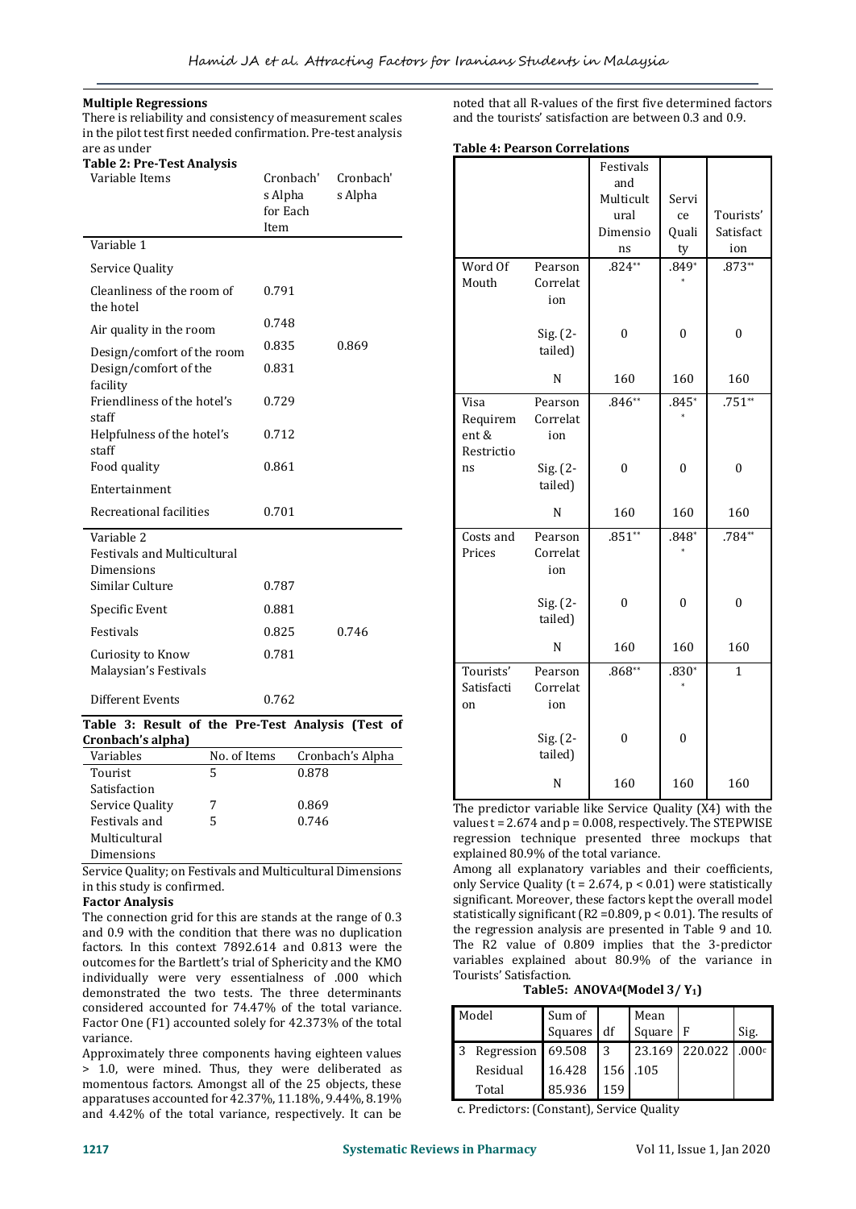### Multiple Regressions

There is reliability and consistency of measurement scales in the pilot test first needed confirmation. Pre-test analysis are as under

**Table 2: Pre-Test Analysis**

| Variable Items | Cronbach's Alpha for Each Item | Cronbach's Alpha |
|---|---|---|
| Variable 1 | | |
| Service Quality | | |
| Cleanliness of the room of the hotel | 0.791 | |
| Air quality in the room | 0.748 | |
| Design/comfort of the room | 0.835 | 0.869 |
| Design/comfort of the facility | 0.831 | |
| Friendliness of the hotel's staff | 0.729 | |
| Helpfulness of the hotel's staff | 0.712 | |
| Food quality | 0.861 | |
| Entertainment | | |
| Recreational facilities | 0.701 | |
| Variable 2 Festivals and Multicultural Dimensions | | |
| Similar Culture | 0.787 | |
| Specific Event | 0.881 | |
| Festivals | 0.825 | 0.746 |
| Curiosity to Know Malaysian's Festivals | 0.781 | |
| Different Events | 0.762 | |

**Table 3: Result of the Pre-Test Analysis (Test of Cronbach's alpha)**

| Variables | No. of Items | Cronbach's Alpha |
|---|---|---|
| Tourist Satisfaction | 5 | 0.878 |
| Service Quality | 7 | 0.869 |
| Festivals and Multicultural Dimensions | 5 | 0.746 |

Service Quality; on Festivals and Multicultural Dimensions in this study is confirmed.

### Factor Analysis

The connection grid for this are stands at the range of 0.3 and 0.9 with the condition that there was no duplication factors. In this context 7892.614 and 0.813 were the outcomes for the Bartlett's trial of Sphericity and the KMO individually were very essentialness of .000 which demonstrated the two tests. The three determinants considered accounted for 74.47% of the total variance. Factor One (F1) accounted solely for 42.373% of the total variance.

Approximately three components having eighteen values > 1.0, were mined. Thus, they were deliberated as momentous factors. Amongst all of the 25 objects, these apparatuses accounted for 42.37%, 11.18%, 9.44%, 8.19% and 4.42% of the total variance, respectively. It can be noted that all R-values of the first five determined factors and the tourists' satisfaction are between 0.3 and 0.9.

**Table 4: Pearson Correlations**

| | | Festivals and Multicultural Dimensions | Service Quality | Tourists' Satisfaction |
|---|---|---|---|---|
| Word Of Mouth | Pearson Correlation | .824** | .849** | .873** |
| | Sig. (2-tailed) | 0 | 0 | 0 |
| | N | 160 | 160 | 160 |
| Visa Requirement & Restrictions | Pearson Correlation | .846** | .845** | .751** |
| | Sig. (2-tailed) | 0 | 0 | 0 |
| | N | 160 | 160 | 160 |
| Costs and Prices | Pearson Correlation | .851** | .848** | .784** |
| | Sig. (2-tailed) | 0 | 0 | 0 |
| | N | 160 | 160 | 160 |
| Tourists' Satisfaction | Pearson Correlation | .868** | .830** | 1 |
| | Sig. (2-tailed) | 0 | 0 | |
| | N | 160 | 160 | 160 |

The predictor variable like Service Quality (X4) with the values $t = 2.674$ and $p = 0.008$, respectively. The STEPWISE regression technique presented three mockups that explained 80.9% of the total variance.

Among all explanatory variables and their coefficients, only Service Quality ($t = 2.674$, $p < 0.01$) were statistically significant. Moreover, these factors kept the overall model statistically significant ($R2 = 0.809$, $p < 0.01$). The results of the regression analysis are presented in Table 9 and 10. The R2 value of 0.809 implies that the 3-predictor variables explained about 80.9% of the variance in Tourists' Satisfaction.

**Table5: ANOVA[d](Model 3/ $Y_1$)**

| Model | | Sum of Squares | df | Mean Square | F | Sig. |
|---|---|---|---|---|---|---|
| 3 | Regression | 69.508 | 3 | 23.169 | 220.022 | .000[c] |
| | Residual | 16.428 | 156 | .105 | | |
| | Total | 85.936 | 159 | | | |

c. Predictors: (Constant), Service Quality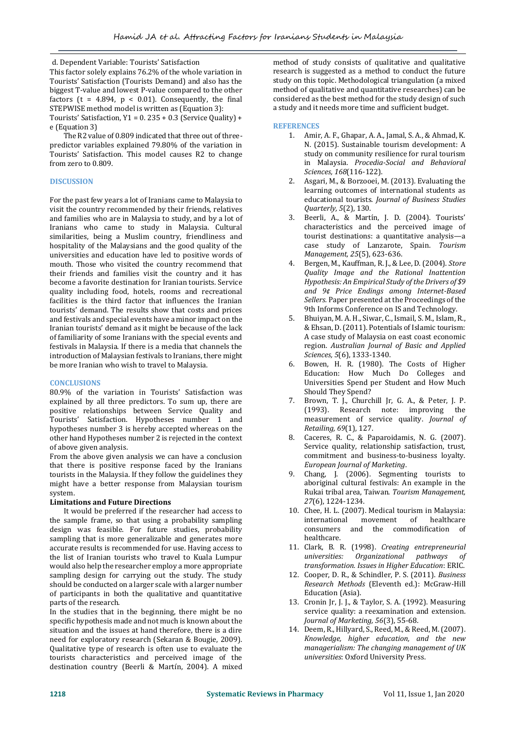d. Dependent Variable: Tourists' Satisfaction

This factor solely explains 76.2% of the whole variation in Tourists' Satisfaction (Tourists Demand) and also has the biggest T-value and lowest P-value compared to the other factors ($t = 4.894$, $p < 0.01$). Consequently, the final STEPWISE method model is written as (Equation 3):

Tourists' Satisfaction, $Y1 = 0.235 + 0.3$ (Service Quality) + e (Equation 3)

The R2 value of 0.809 indicated that three out of three-predictor variables explained 79.80% of the variation in Tourists' Satisfaction. This model causes R2 to change from zero to 0.809.

## DISCUSSION

For the past few years a lot of Iranians came to Malaysia to visit the country recommended by their friends, relatives and families who are in Malaysia to study, and by a lot of Iranians who came to study in Malaysia. Cultural similarities, being a Muslim country, friendliness and hospitality of the Malaysians and the good quality of the universities and education have led to positive words of mouth. Those who visited the country recommend that their friends and families visit the country and it has become a favorite destination for Iranian tourists. Service quality including food, hotels, rooms and recreational facilities is the third factor that influences the Iranian tourists' demand. The results show that costs and prices and festivals and special events have a minor impact on the Iranian tourists' demand as it might be because of the lack of familiarity of some Iranians with the special events and festivals in Malaysia. If there is a media that channels the introduction of Malaysian festivals to Iranians, there might be more Iranian who wish to travel to Malaysia.

## CONCLUSIONS

80.9% of the variation in Tourists' Satisfaction was explained by all three predictors. To sum up, there are positive relationships between Service Quality and Tourists' Satisfaction. Hypotheses number 1 and hypotheses number 3 is hereby accepted whereas on the other hand Hypotheses number 2 is rejected in the context of above given analysis.

From the above given analysis we can have a conclusion that there is positive response faced by the Iranians tourists in the Malaysia. If they follow the guidelines they might have a better response from Malaysian tourism system.

### Limitations and Future Directions

It would be preferred if the researcher had access to the sample frame, so that using a probability sampling design was feasible. For future studies, probability sampling that is more generalizable and generates more accurate results is recommended for use. Having access to the list of Iranian tourists who travel to Kuala Lumpur would also help the researcher employ a more appropriate sampling design for carrying out the study. The study should be conducted on a larger scale with a larger number of participants in both the qualitative and quantitative parts of the research.

In the studies that in the beginning, there might be no specific hypothesis made and not much is known about the situation and the issues at hand therefore, there is a dire need for exploratory research (Sekaran & Bougie, 2009). Qualitative type of research is often use to evaluate the tourists characteristics and perceived image of the destination country (Beerli & Martín, 2004). A mixed method of study consists of qualitative and qualitative research is suggested as a method to conduct the future study on this topic. Methodological triangulation (a mixed method of qualitative and quantitative researches) can be considered as the best method for the study design of such a study and it needs more time and sufficient budget.

## REFERENCES

1. Amir, A. F., Ghapar, A. A., Jamal, S. A., & Ahmad, K. N. (2015). Sustainable tourism development: A study on community resilience for rural tourism in Malaysia. *Procedia-Social and Behavioral Sciences, 168*(116-122).
2. Asgari, M., & Borzooei, M. (2013). Evaluating the learning outcomes of international students as educational tourists. *Journal of Business Studies Quarterly, 5*(2), 130.
3. Beerli, A., & Martín, J. D. (2004). Tourists' characteristics and the perceived image of tourist destinations: a quantitative analysis—a case study of Lanzarote, Spain. *Tourism Management, 25*(5), 623-636.
4. Bergen, M., Kauffman, R. J., & Lee, D. (2004). *Store Quality Image and the Rational Inattention Hypothesis: An Empirical Study of the Drivers of $9 and 9¢ Price Endings among Internet-Based Sellers.* Paper presented at the Proceedings of the 9th Informs Conference on IS and Technology.
5. Bhuiyan, M. A. H., Siwar, C., Ismail, S. M., Islam, R., & Ehsan, D. (2011). Potentials of Islamic tourism: A case study of Malaysia on east coast economic region. *Australian Journal of Basic and Applied Sciences, 5*(6), 1333-1340.
6. Bowen, H. R. (1980). The Costs of Higher Education: How Much Do Colleges and Universities Spend per Student and How Much Should They Spend?
7. Brown, T. J., Churchill Jr, G. A., & Peter, J. P. (1993). Research note: improving the measurement of service quality. *Journal of Retailing, 69*(1), 127.
8. Caceres, R. C., & Paparoidamis, N. G. (2007). Service quality, relationship satisfaction, trust, commitment and business-to-business loyalty. *European Journal of Marketing*.
9. Chang, J. (2006). Segmenting tourists to aboriginal cultural festivals: An example in the Rukai tribal area, Taiwan. *Tourism Management, 27*(6), 1224-1234.
10. Chee, H. L. (2007). Medical tourism in Malaysia: international movement of healthcare consumers and the commodification of healthcare.
11. Clark, B. R. (1998). *Creating entrepreneurial universities: Organizational pathways of transformation. Issues in Higher Education*: ERIC.
12. Cooper, D. R., & Schindler, P. S. (2011). *Business Research Methods* (Eleventh ed.): McGraw-Hill Education (Asia).
13. Cronin Jr, J. J., & Taylor, S. A. (1992). Measuring service quality: a reexamination and extension. *Journal of Marketing, 56*(3), 55-68.
14. Deem, R., Hillyard, S., Reed, M., & Reed, M. (2007). *Knowledge, higher education, and the new managerialism: The changing management of UK universities*: Oxford University Press.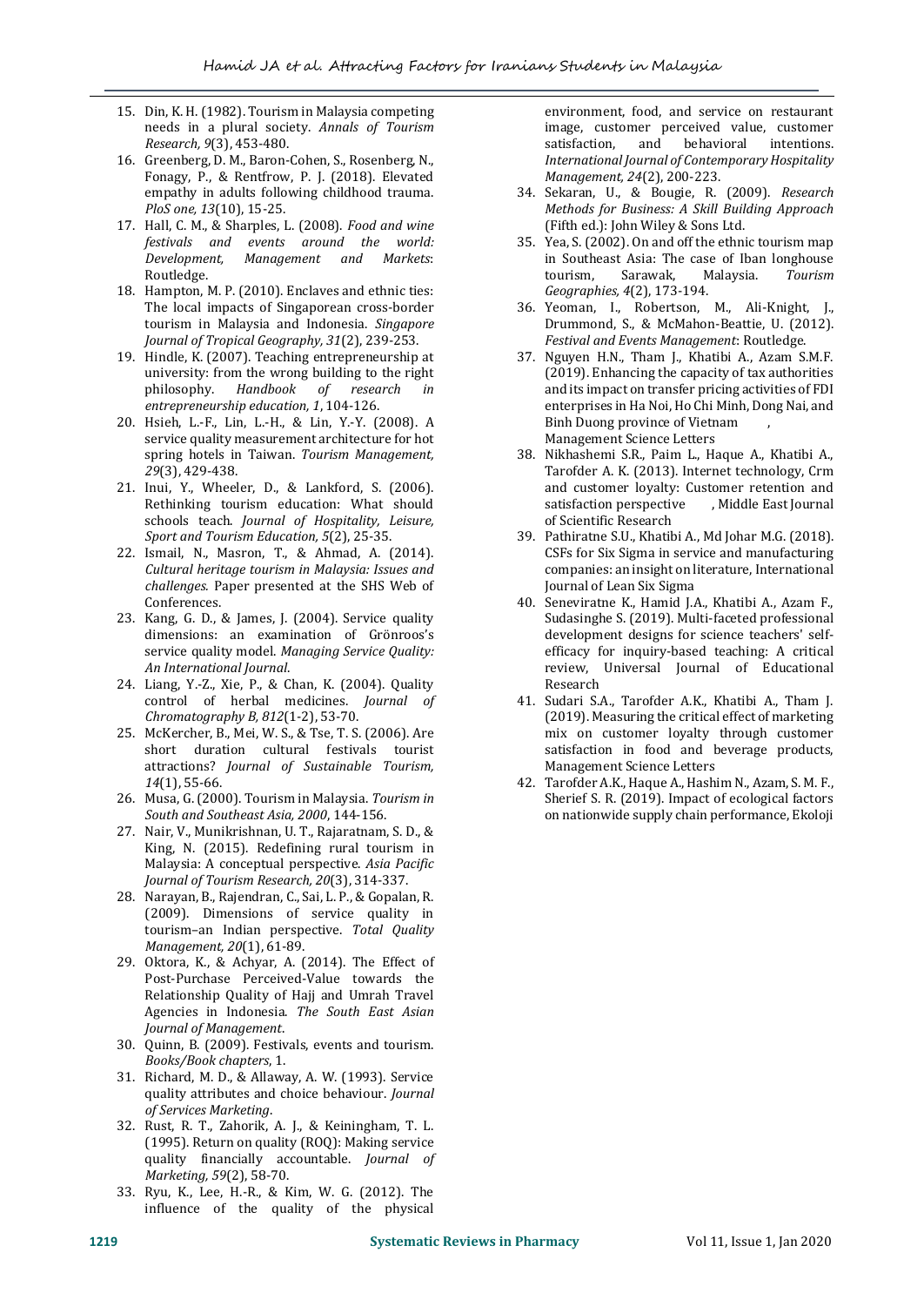15. Din, K. H. (1982). Tourism in Malaysia competing needs in a plural society. *Annals of Tourism Research, 9*(3), 453-480.
16. Greenberg, D. M., Baron-Cohen, S., Rosenberg, N., Fonagy, P., & Rentfrow, P. J. (2018). Elevated empathy in adults following childhood trauma. *PloS one, 13*(10), 15-25.
17. Hall, C. M., & Sharples, L. (2008). *Food and wine festivals and events around the world: Development, Management and Markets*: Routledge.
18. Hampton, M. P. (2010). Enclaves and ethnic ties: The local impacts of Singaporean cross-border tourism in Malaysia and Indonesia. *Singapore Journal of Tropical Geography, 31*(2), 239-253.
19. Hindle, K. (2007). Teaching entrepreneurship at university: from the wrong building to the right philosophy. *Handbook of research in entrepreneurship education, 1*, 104-126.
20. Hsieh, L.-F., Lin, L.-H., & Lin, Y.-Y. (2008). A service quality measurement architecture for hot spring hotels in Taiwan. *Tourism Management, 29*(3), 429-438.
21. Inui, Y., Wheeler, D., & Lankford, S. (2006). Rethinking tourism education: What should schools teach. *Journal of Hospitality, Leisure, Sport and Tourism Education, 5*(2), 25-35.
22. Ismail, N., Masron, T., & Ahmad, A. (2014). *Cultural heritage tourism in Malaysia: Issues and challenges.* Paper presented at the SHS Web of Conferences.
23. Kang, G. D., & James, J. (2004). Service quality dimensions: an examination of Grönroos's service quality model. *Managing Service Quality: An International Journal*.
24. Liang, Y.-Z., Xie, P., & Chan, K. (2004). Quality control of herbal medicines. *Journal of Chromatography B, 812*(1-2), 53-70.
25. McKercher, B., Mei, W. S., & Tse, T. S. (2006). Are short duration cultural festivals tourist attractions? *Journal of Sustainable Tourism, 14*(1), 55-66.
26. Musa, G. (2000). Tourism in Malaysia. *Tourism in South and Southeast Asia, 2000*, 144-156.
27. Nair, V., Munikrishnan, U. T., Rajaratnam, S. D., & King, N. (2015). Redefining rural tourism in Malaysia: A conceptual perspective. *Asia Pacific Journal of Tourism Research, 20*(3), 314-337.
28. Narayan, B., Rajendran, C., Sai, L. P., & Gopalan, R. (2009). Dimensions of service quality in tourism–an Indian perspective. *Total Quality Management, 20*(1), 61-89.
29. Oktora, K., & Achyar, A. (2014). The Effect of Post-Purchase Perceived-Value towards the Relationship Quality of Hajj and Umrah Travel Agencies in Indonesia. *The South East Asian Journal of Management*.
30. Quinn, B. (2009). Festivals, events and tourism. *Books/Book chapters*, 1.
31. Richard, M. D., & Allaway, A. W. (1993). Service quality attributes and choice behaviour. *Journal of Services Marketing*.
32. Rust, R. T., Zahorik, A. J., & Keiningham, T. L. (1995). Return on quality (ROQ): Making service quality financially accountable. *Journal of Marketing, 59*(2), 58-70.
33. Ryu, K., Lee, H.-R., & Kim, W. G. (2012). The influence of the quality of the physical environment, food, and service on restaurant image, customer perceived value, customer satisfaction, and behavioral intentions. *International Journal of Contemporary Hospitality Management, 24*(2), 200-223.
34. Sekaran, U., & Bougie, R. (2009). *Research Methods for Business: A Skill Building Approach* (Fifth ed.): John Wiley & Sons Ltd.
35. Yea, S. (2002). On and off the ethnic tourism map in Southeast Asia: The case of Iban longhouse tourism, Sarawak, Malaysia. *Tourism Geographies, 4*(2), 173-194.
36. Yeoman, I., Robertson, M., Ali-Knight, J., Drummond, S., & McMahon-Beattie, U. (2012). *Festival and Events Management*: Routledge.
37. Nguyen H.N., Tham J., Khatibi A., Azam S.M.F. (2019). Enhancing the capacity of tax authorities and its impact on transfer pricing activities of FDI enterprises in Ha Noi, Ho Chi Minh, Dong Nai, and Binh Duong province of Vietnam , Management Science Letters
38. Nikhashemi S.R., Paim L., Haque A., Khatibi A., Tarofder A. K. (2013). Internet technology, Crm and customer loyalty: Customer retention and satisfaction perspective , Middle East Journal of Scientific Research
39. Pathiratne S.U., Khatibi A., Md Johar M.G. (2018). CSFs for Six Sigma in service and manufacturing companies: an insight on literature, International Journal of Lean Six Sigma
40. Seneviratne K., Hamid J.A., Khatibi A., Azam F., Sudasinghe S. (2019). Multi-faceted professional development designs for science teachers' self-efficacy for inquiry-based teaching: A critical review, Universal Journal of Educational Research
41. Sudari S.A., Tarofder A.K., Khatibi A., Tham J. (2019). Measuring the critical effect of marketing mix on customer loyalty through customer satisfaction in food and beverage products, Management Science Letters
42. Tarofder A.K., Haque A., Hashim N., Azam, S. M. F., Sherief S. R. (2019). Impact of ecological factors on nationwide supply chain performance, Ekoloji